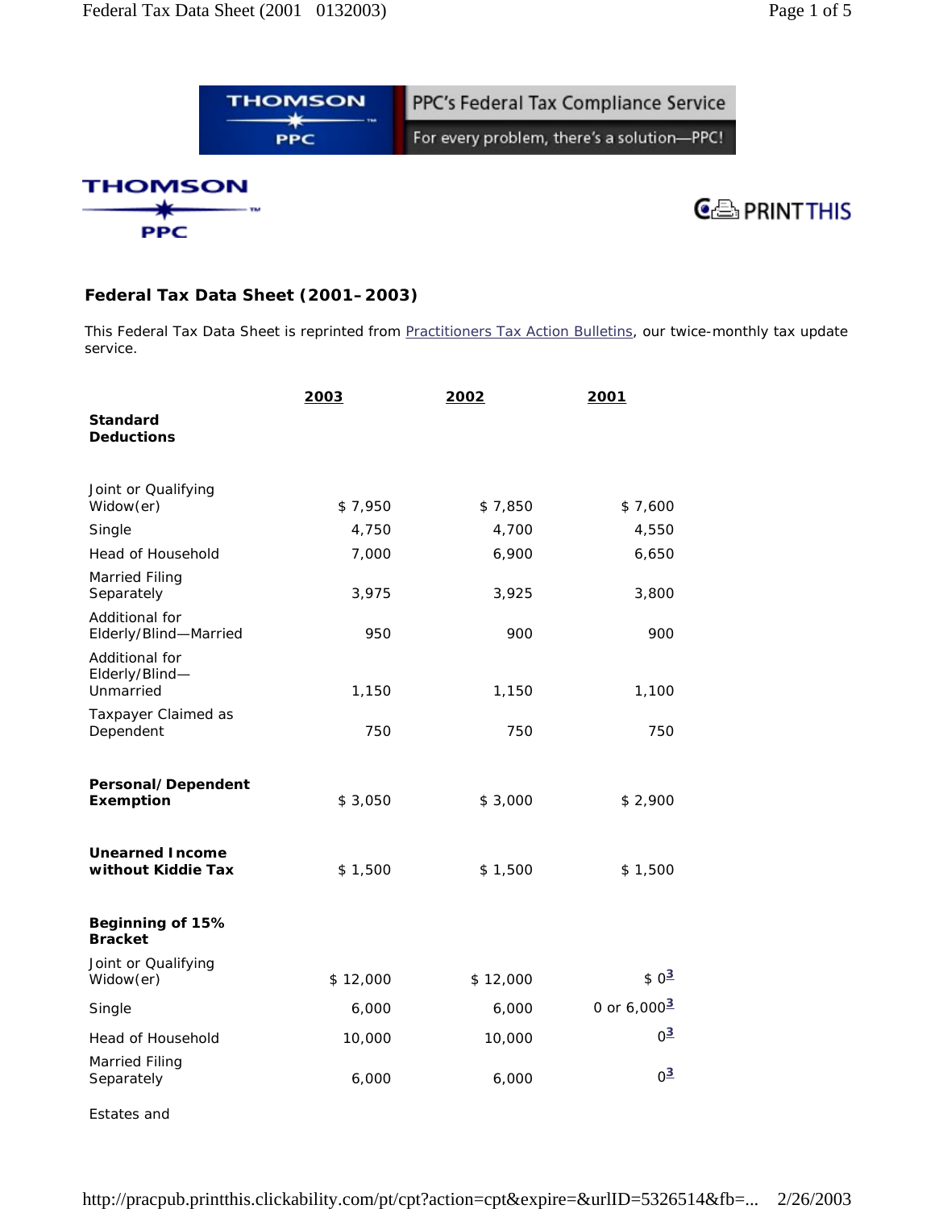THOMSON PPC — PPC's Federal Tax Compliance Service — For every problem, there's a solution—PPC!

THOMSON PPC

PRINTTHIS

## Federal Tax Data Sheet (2001–2003)

This Federal Tax Data Sheet is reprinted from Practitioners Tax Action Bulletins, our twice-monthly tax update service.

| | 2003 | 2002 | 2001 |
|---|---|---|---|
| **Standard Deductions** | | | |
| Joint or Qualifying Widow(er) | $ 7,950 | $ 7,850 | $ 7,600 |
| Single | 4,750 | 4,700 | 4,550 |
| Head of Household | 7,000 | 6,900 | 6,650 |
| Married Filing Separately | 3,975 | 3,925 | 3,800 |
| Additional for Elderly/Blind—Married | 950 | 900 | 900 |
| Additional for Elderly/Blind—Unmarried | 1,150 | 1,150 | 1,100 |
| Taxpayer Claimed as Dependent | 750 | 750 | 750 |
| **Personal/Dependent Exemption** | $ 3,050 | $ 3,000 | $ 2,900 |
| **Unearned Income without Kiddie Tax** | $ 1,500 | $ 1,500 | $ 1,500 |
| **Beginning of 15% Bracket** | | | |
| Joint or Qualifying Widow(er) | $ 12,000 | $ 12,000 | $ 0[3] |
| Single | 6,000 | 6,000 | 0 or 6,000[3] |
| Head of Household | 10,000 | 10,000 | 0[3] |
| Married Filing Separately | 6,000 | 6,000 | 0[3] |
| Estates and | | | |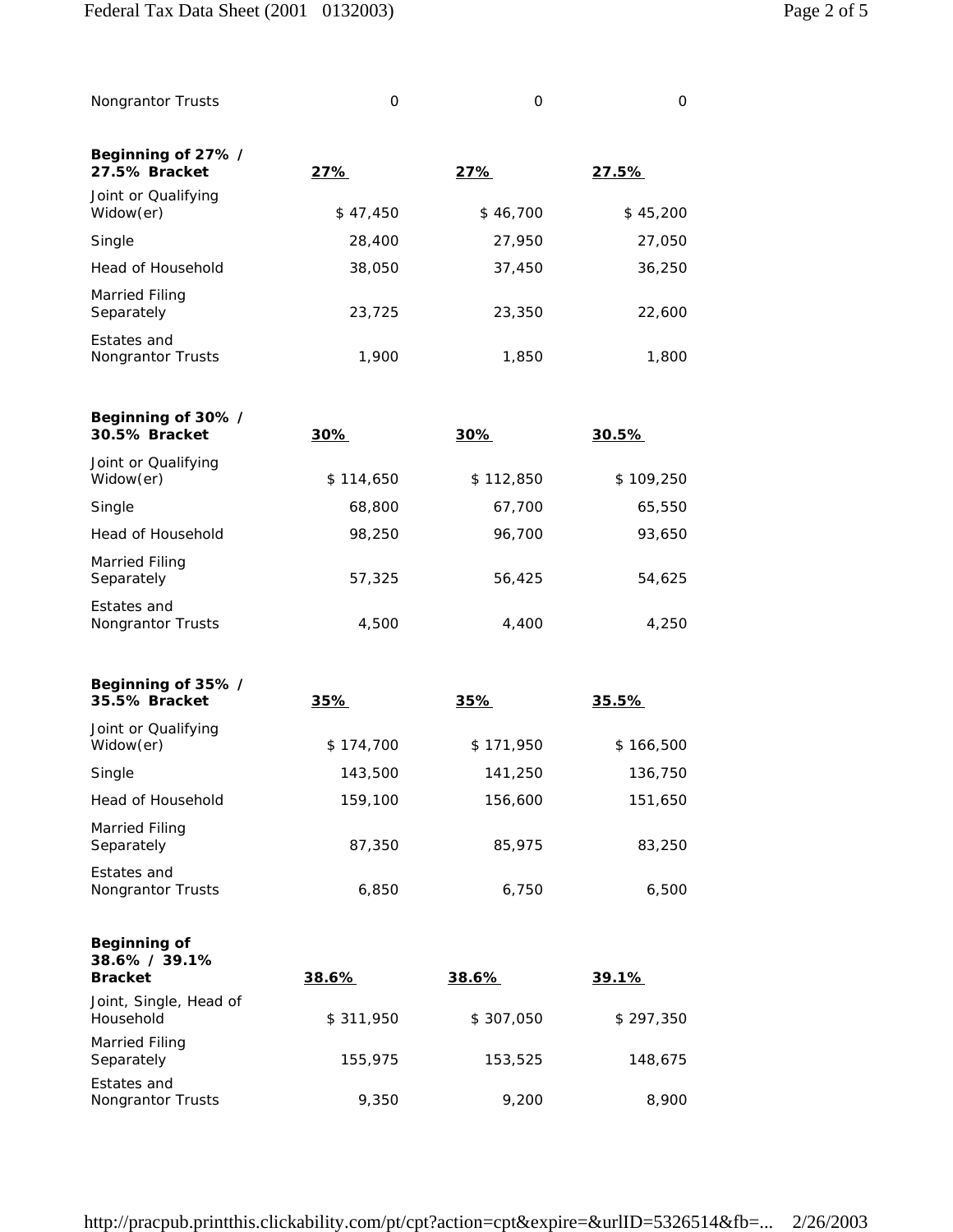| | | | |
|---|---|---|---|
| Nongrantor Trusts | 0 | 0 | 0 |
| **Beginning of 27% / 27.5% Bracket** | **27%** | **27%** | **27.5%** |
| Joint or Qualifying Widow(er) | $ 47,450 | $ 46,700 | $ 45,200 |
| Single | 28,400 | 27,950 | 27,050 |
| Head of Household | 38,050 | 37,450 | 36,250 |
| Married Filing Separately | 23,725 | 23,350 | 22,600 |
| Estates and Nongrantor Trusts | 1,900 | 1,850 | 1,800 |
| **Beginning of 30% / 30.5% Bracket** | **30%** | **30%** | **30.5%** |
| Joint or Qualifying Widow(er) | $ 114,650 | $ 112,850 | $ 109,250 |
| Single | 68,800 | 67,700 | 65,550 |
| Head of Household | 98,250 | 96,700 | 93,650 |
| Married Filing Separately | 57,325 | 56,425 | 54,625 |
| Estates and Nongrantor Trusts | 4,500 | 4,400 | 4,250 |
| **Beginning of 35% / 35.5% Bracket** | **35%** | **35%** | **35.5%** |
| Joint or Qualifying Widow(er) | $ 174,700 | $ 171,950 | $ 166,500 |
| Single | 143,500 | 141,250 | 136,750 |
| Head of Household | 159,100 | 156,600 | 151,650 |
| Married Filing Separately | 87,350 | 85,975 | 83,250 |
| Estates and Nongrantor Trusts | 6,850 | 6,750 | 6,500 |
| **Beginning of 38.6% / 39.1% Bracket** | **38.6%** | **38.6%** | **39.1%** |
| Joint, Single, Head of Household | $ 311,950 | $ 307,050 | $ 297,350 |
| Married Filing Separately | 155,975 | 153,525 | 148,675 |
| Estates and Nongrantor Trusts | 9,350 | 9,200 | 8,900 |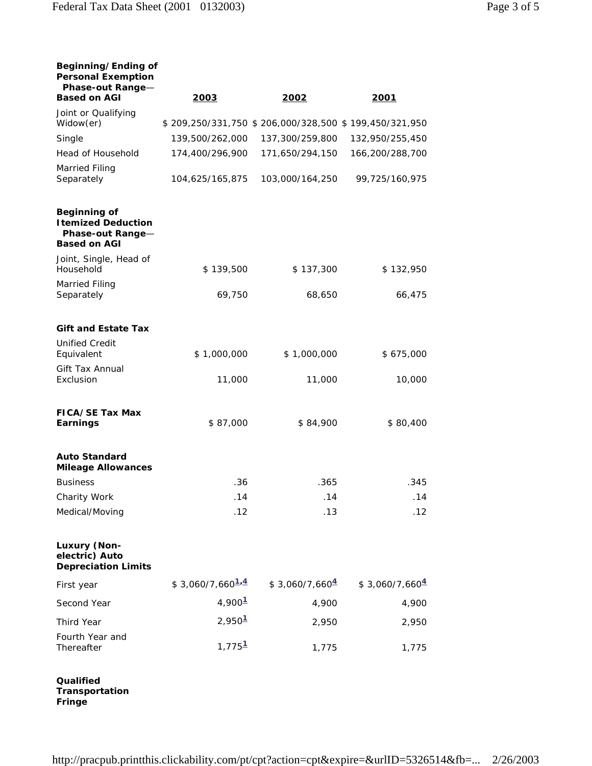| **Beginning/Ending of Personal Exemption Phase-out Range—Based on AGI** | **2003** | **2002** | **2001** |
|---|---|---|---|
| Joint or Qualifying Widow(er) | $ 209,250/331,750 | $ 206,000/328,500 | $ 199,450/321,950 |
| Single | 139,500/262,000 | 137,300/259,800 | 132,950/255,450 |
| Head of Household | 174,400/296,900 | 171,650/294,150 | 166,200/288,700 |
| Married Filing Separately | 104,625/165,875 | 103,000/164,250 | 99,725/160,975 |
| **Beginning of Itemized Deduction Phase-out Range—Based on AGI** | | | |
| Joint, Single, Head of Household | $ 139,500 | $ 137,300 | $ 132,950 |
| Married Filing Separately | 69,750 | 68,650 | 66,475 |
| **Gift and Estate Tax** | | | |
| Unified Credit Equivalent | $ 1,000,000 | $ 1,000,000 | $ 675,000 |
| Gift Tax Annual Exclusion | 11,000 | 11,000 | 10,000 |
| **FICA/SE Tax Max Earnings** | $ 87,000 | $ 84,900 | $ 80,400 |
| **Auto Standard Mileage Allowances** | | | |
| Business | .36 | .365 | .345 |
| Charity Work | .14 | .14 | .14 |
| Medical/Moving | .12 | .13 | .12 |
| **Luxury (Non-electric) Auto Depreciation Limits** | | | |
| First year | $ 3,060/7,660[1,4] | $ 3,060/7,660[4] | $ 3,060/7,660[4] |
| Second Year | 4,900[1] | 4,900 | 4,900 |
| Third Year | 2,950[1] | 2,950 | 2,950 |
| Fourth Year and Thereafter | 1,775[1] | 1,775 | 1,775 |
| **Qualified Transportation Fringe** | | | |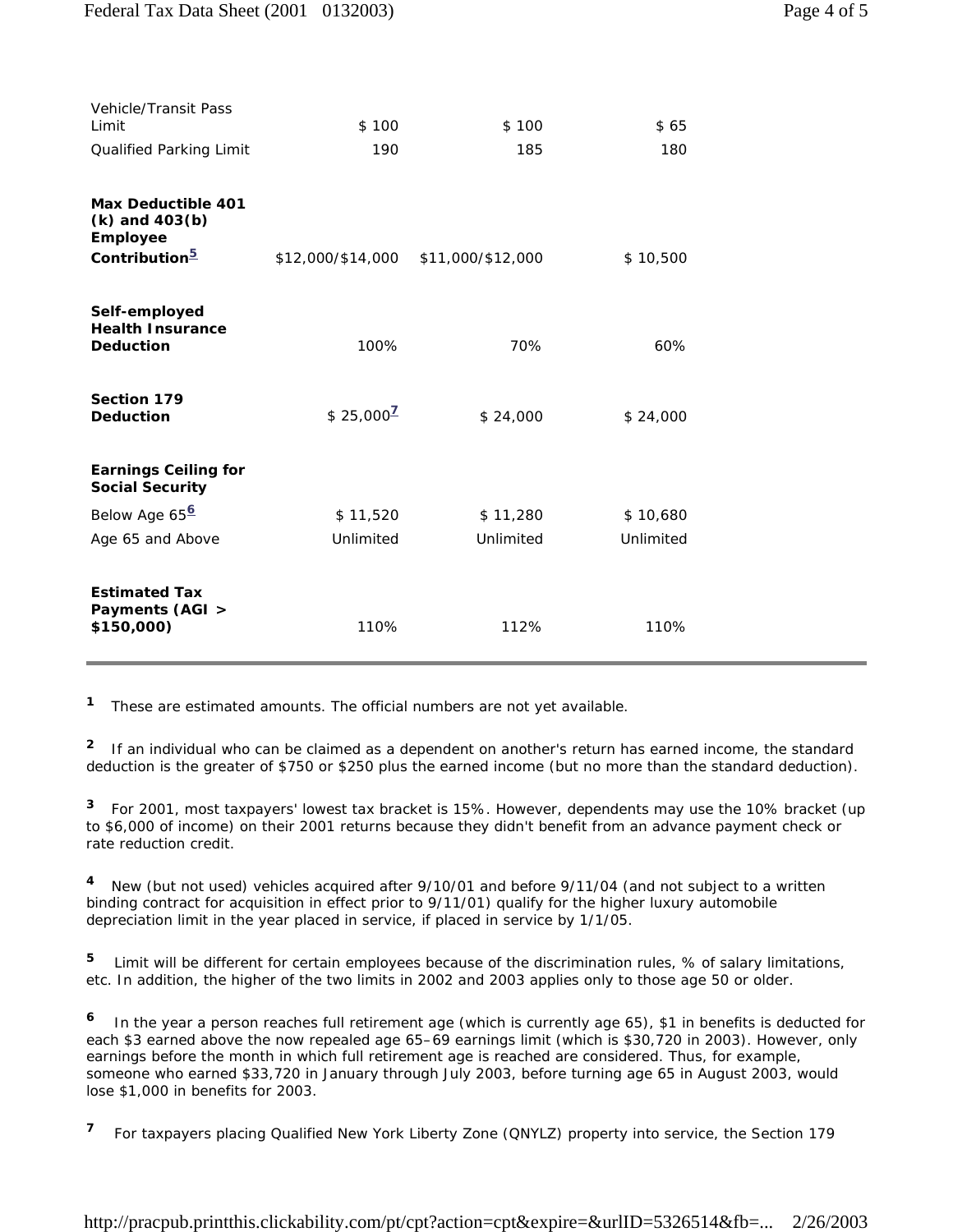| | | | |
|---|---|---|---|
| Vehicle/Transit Pass Limit | $ 100 | $ 100 | $ 65 |
| Qualified Parking Limit | 190 | 185 | 180 |
| **Max Deductible 401 (k) and 403(b) Employee Contribution**[5] | $12,000/$14,000 | $11,000/$12,000 | $ 10,500 |
| **Self-employed Health Insurance Deduction** | 100% | 70% | 60% |
| **Section 179 Deduction** | $ 25,000[7] | $ 24,000 | $ 24,000 |
| **Earnings Ceiling for Social Security** | | | |
| Below Age 65[6] | $ 11,520 | $ 11,280 | $ 10,680 |
| Age 65 and Above | Unlimited | Unlimited | Unlimited |
| **Estimated Tax Payments (AGI > $150,000)** | 110% | 112% | 110% |

[1] These are estimated amounts. The official numbers are not yet available.

[2] If an individual who can be claimed as a dependent on another's return has earned income, the standard deduction is the greater of $750 or $250 plus the earned income (but no more than the standard deduction).

[3] For 2001, most taxpayers' lowest tax bracket is 15%. However, dependents may use the 10% bracket (up to $6,000 of income) on their 2001 returns because they didn't benefit from an advance payment check or rate reduction credit.

[4] New (but not used) vehicles acquired after 9/10/01 and before 9/11/04 (and not subject to a written binding contract for acquisition in effect prior to 9/11/01) qualify for the higher luxury automobile depreciation limit in the year placed in service, if placed in service by 1/1/05.

[5] Limit will be different for certain employees because of the discrimination rules, % of salary limitations, etc. In addition, the higher of the two limits in 2002 and 2003 applies only to those age 50 or older.

[6] In the year a person reaches full retirement age (which is currently age 65), $1 in benefits is deducted for each $3 earned above the now repealed age 65–69 earnings limit (which is $30,720 in 2003). However, only earnings before the month in which full retirement age is reached are considered. Thus, for example, someone who earned $33,720 in January through July 2003, before turning age 65 in August 2003, would lose $1,000 in benefits for 2003.

[7] For taxpayers placing Qualified New York Liberty Zone (QNYLZ) property into service, the Section 179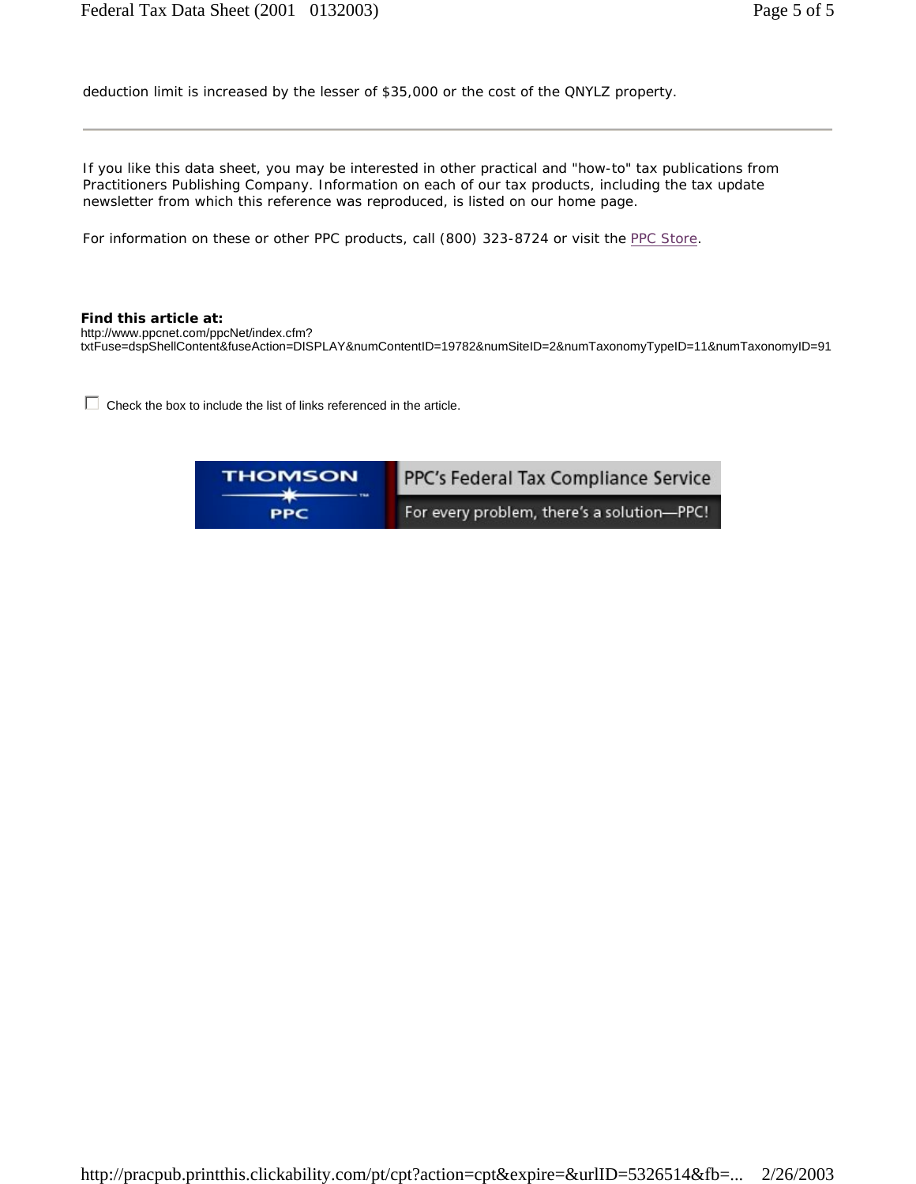deduction limit is increased by the lesser of $35,000 or the cost of the QNYLZ property.

---

If you like this data sheet, you may be interested in other practical and "how-to" tax publications from Practitioners Publishing Company. Information on each of our tax products, including the tax update newsletter from which this reference was reproduced, is listed on our home page.

For information on these or other PPC products, call (800) 323-8724 or visit the PPC Store.

**Find this article at:**
http://www.ppcnet.com/ppcNet/index.cfm?txtFuse=dspShellContent&fuseAction=DISPLAY&numContentID=19782&numSiteID=2&numTaxonomyTypeID=11&numTaxonomyID=91

☐ Check the box to include the list of links referenced in the article.

THOMSON PPC | PPC's Federal Tax Compliance Service
For every problem, there's a solution—PPC!